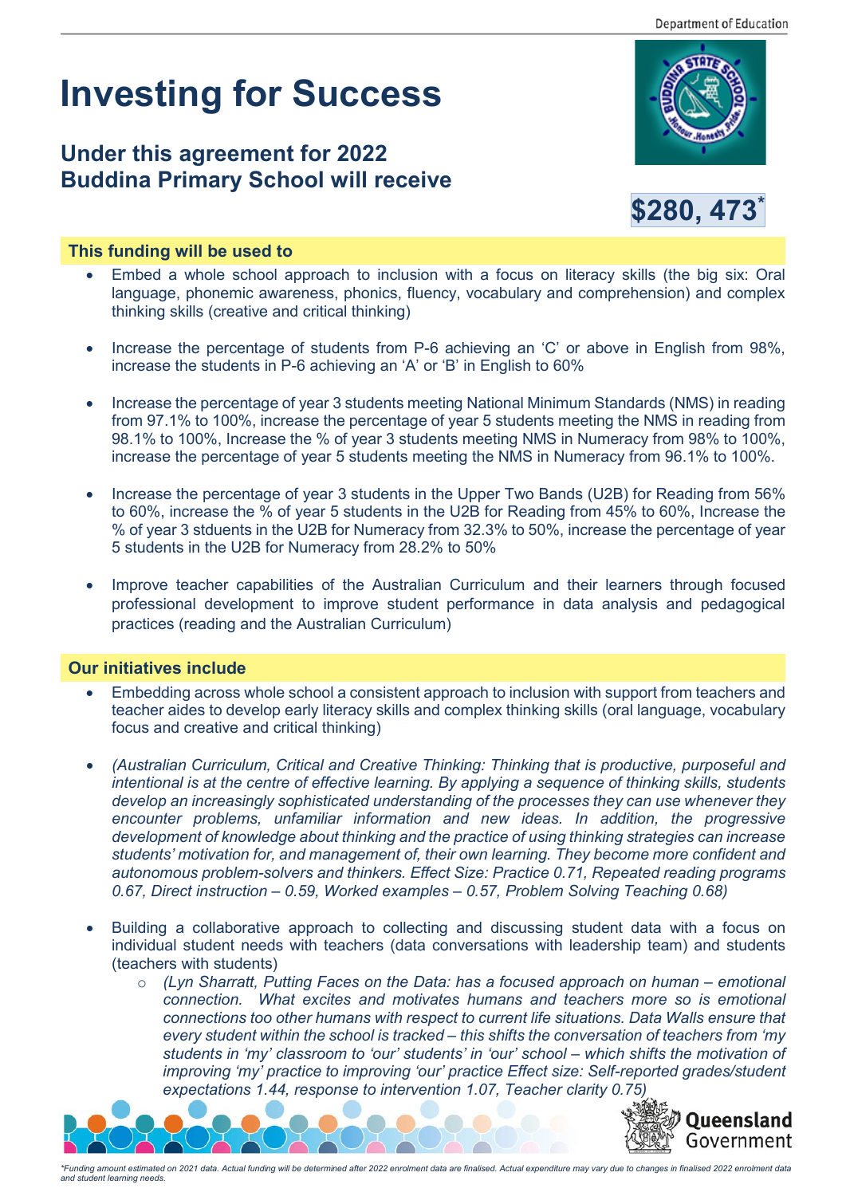# Investing for Success

## Under this agreement for 2022 Buddina Primary School will receive

**$280, 473***

### This funding will be used to

- Embed a whole school approach to inclusion with a focus on literacy skills (the big six: Oral language, phonemic awareness, phonics, fluency, vocabulary and comprehension) and complex thinking skills (creative and critical thinking)
- Increase the percentage of students from P-6 achieving an 'C' or above in English from 98%, increase the students in P-6 achieving an 'A' or 'B' in English to 60%
- Increase the percentage of year 3 students meeting National Minimum Standards (NMS) in reading from 97.1% to 100%, increase the percentage of year 5 students meeting the NMS in reading from 98.1% to 100%, Increase the % of year 3 students meeting NMS in Numeracy from 98% to 100%, increase the percentage of year 5 students meeting the NMS in Numeracy from 96.1% to 100%.
- Increase the percentage of year 3 students in the Upper Two Bands (U2B) for Reading from 56% to 60%, increase the % of year 5 students in the U2B for Reading from 45% to 60%, Increase the % of year 3 stduents in the U2B for Numeracy from 32.3% to 50%, increase the percentage of year 5 students in the U2B for Numeracy from 28.2% to 50%
- Improve teacher capabilities of the Australian Curriculum and their learners through focused professional development to improve student performance in data analysis and pedagogical practices (reading and the Australian Curriculum)

### Our initiatives include

- Embedding across whole school a consistent approach to inclusion with support from teachers and teacher aides to develop early literacy skills and complex thinking skills (oral language, vocabulary focus and creative and critical thinking)
- *(Australian Curriculum, Critical and Creative Thinking: Thinking that is productive, purposeful and intentional is at the centre of effective learning. By applying a sequence of thinking skills, students develop an increasingly sophisticated understanding of the processes they can use whenever they encounter problems, unfamiliar information and new ideas. In addition, the progressive development of knowledge about thinking and the practice of using thinking strategies can increase students' motivation for, and management of, their own learning. They become more confident and autonomous problem-solvers and thinkers. Effect Size: Practice 0.71, Repeated reading programs 0.67, Direct instruction – 0.59, Worked examples – 0.57, Problem Solving Teaching 0.68)*
- Building a collaborative approach to collecting and discussing student data with a focus on individual student needs with teachers (data conversations with leadership team) and students (teachers with students)
  - *(Lyn Sharratt, Putting Faces on the Data: has a focused approach on human – emotional connection. What excites and motivates humans and teachers more so is emotional connections too other humans with respect to current life situations. Data Walls ensure that every student within the school is tracked – this shifts the conversation of teachers from 'my students in 'my' classroom to 'our' students' in 'our' school – which shifts the motivation of improving 'my' practice to improving 'our' practice Effect size: Self-reported grades/student expectations 1.44, response to intervention 1.07, Teacher clarity 0.75)*

*\*Funding amount estimated on 2021 data. Actual funding will be determined after 2022 enrolment data are finalised. Actual expenditure may vary due to changes in finalised 2022 enrolment data and student learning needs.*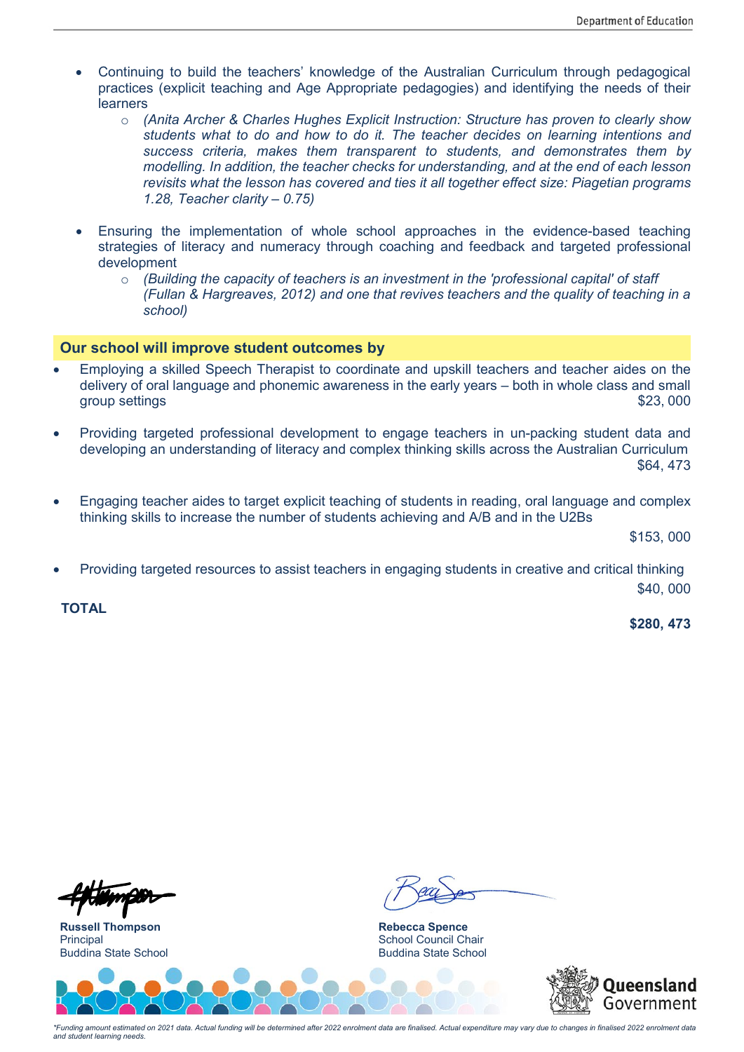- Continuing to build the teachers' knowledge of the Australian Curriculum through pedagogical practices (explicit teaching and Age Appropriate pedagogies) and identifying the needs of their learners
  - *(Anita Archer & Charles Hughes Explicit Instruction: Structure has proven to clearly show students what to do and how to do it. The teacher decides on learning intentions and success criteria, makes them transparent to students, and demonstrates them by modelling. In addition, the teacher checks for understanding, and at the end of each lesson revisits what the lesson has covered and ties it all together effect size: Piagetian programs 1.28, Teacher clarity – 0.75)*
- Ensuring the implementation of whole school approaches in the evidence-based teaching strategies of literacy and numeracy through coaching and feedback and targeted professional development
  - *(Building the capacity of teachers is an investment in the 'professional capital' of staff (Fullan & Hargreaves, 2012) and one that revives teachers and the quality of teaching in a school)*

## Our school will improve student outcomes by

- Employing a skilled Speech Therapist to coordinate and upskill teachers and teacher aides on the delivery of oral language and phonemic awareness in the early years – both in whole class and small group settings $23, 000
- Providing targeted professional development to engage teachers in un-packing student data and developing an understanding of literacy and complex thinking skills across the Australian Curriculum $64, 473
- Engaging teacher aides to target explicit teaching of students in reading, oral language and complex thinking skills to increase the number of students achieving and A/B and in the U2Bs $153, 000
- Providing targeted resources to assist teachers in engaging students in creative and critical thinking $40, 000

**TOTAL** **$280, 473**

**Russell Thompson**
Principal
Buddina State School

**Rebecca Spence**
School Council Chair
Buddina State School

*\*Funding amount estimated on 2021 data. Actual funding will be determined after 2022 enrolment data are finalised. Actual expenditure may vary due to changes in finalised 2022 enrolment data and student learning needs.*